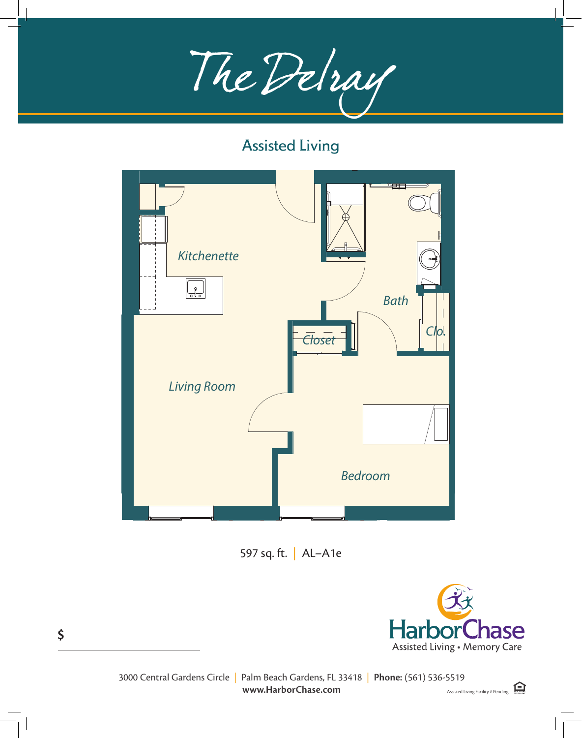# The Delray

## Assisted Living

Kitchenette

Bath

Clo.

Closet

Living Room

Bedroom

597 sq. ft. | AL–A1e

$ ______________________

HarborChase
Assisted Living • Memory Care

3000 Central Gardens Circle | Palm Beach Gardens, FL 33418 | **Phone:** (561) 536-5519
**www.HarborChase.com**

Assisted Living Facility # Pending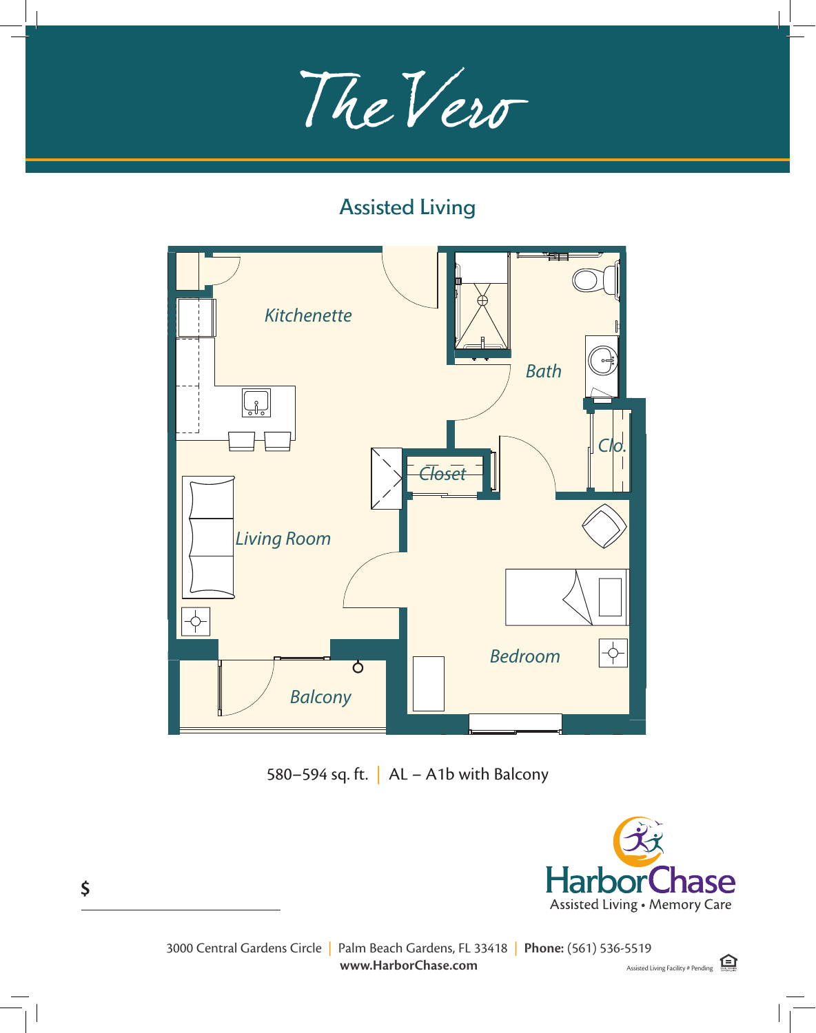# The Vero

## Assisted Living

Kitchenette

Bath

Clo.

Closet

Living Room

Bedroom

Balcony

580–594 sq. ft. | AL – A1b with Balcony

$ ______________________

HarborChase
Assisted Living • Memory Care

3000 Central Gardens Circle | Palm Beach Gardens, FL 33418 | **Phone:** (561) 536-5519
**www.HarborChase.com**

Assisted Living Facility # Pending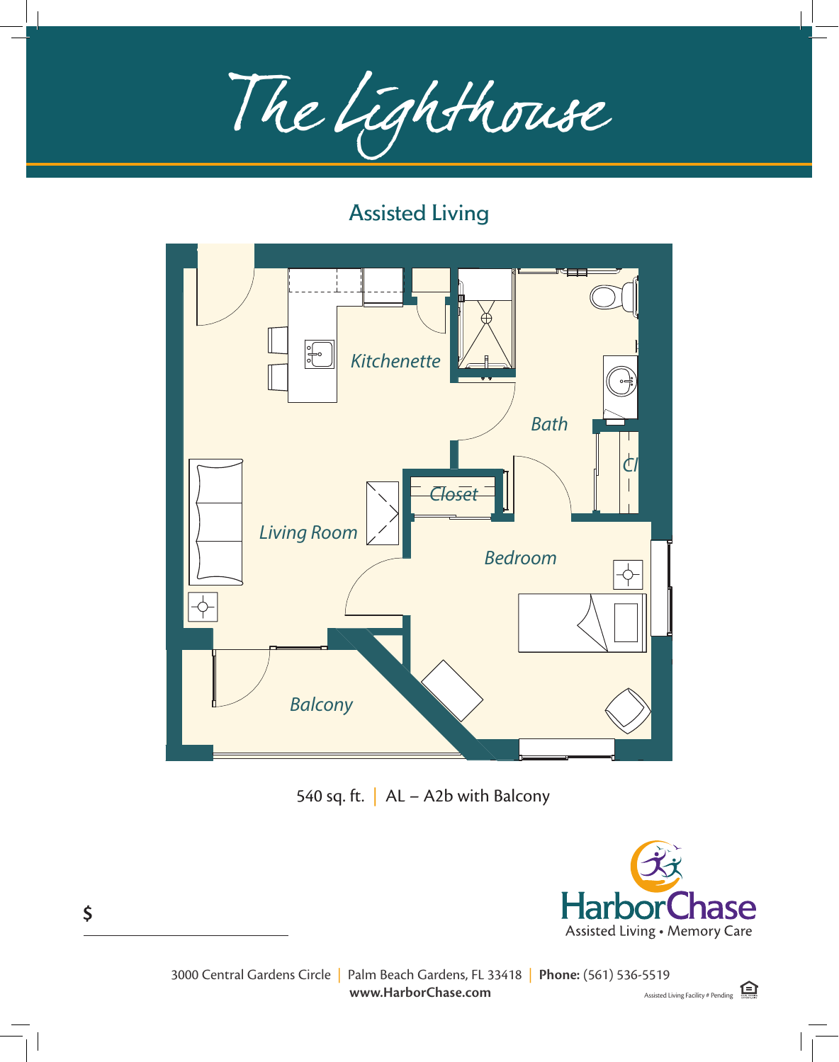# The Lighthouse

## Assisted Living

Kitchenette

Bath

Cl

Closet

Living Room

Bedroom

Balcony

540 sq. ft. | AL – A2b with Balcony

HarborChase

Assisted Living • Memory Care

$

3000 Central Gardens Circle | Palm Beach Gardens, FL 33418 | **Phone:** (561) 536-5519

**www.HarborChase.com**

Assisted Living Facility # Pending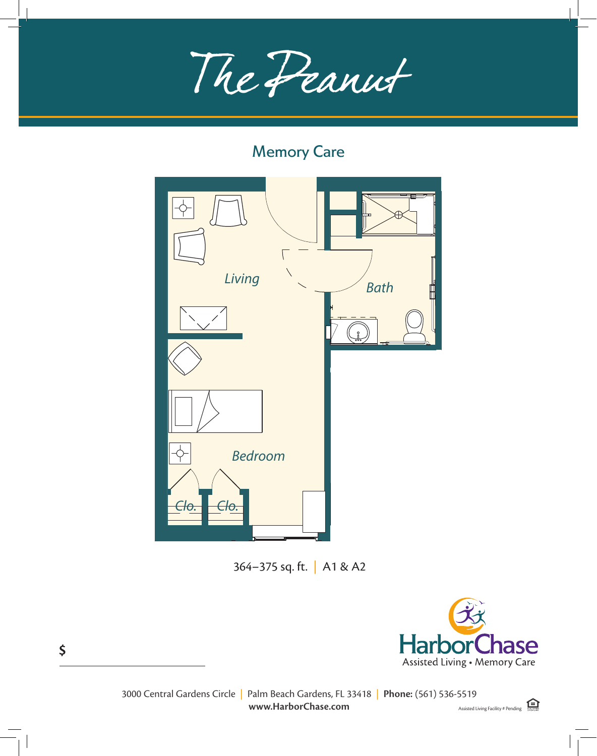# The Peanut

## Memory Care

Living

Bath

Bedroom

Clo.

Clo.

364–375 sq. ft. | A1 & A2

$

HarborChase

Assisted Living • Memory Care

3000 Central Gardens Circle | Palm Beach Gardens, FL 33418 | **Phone:** (561) 536-5519

**www.HarborChase.com**

Assisted Living Facility # Pending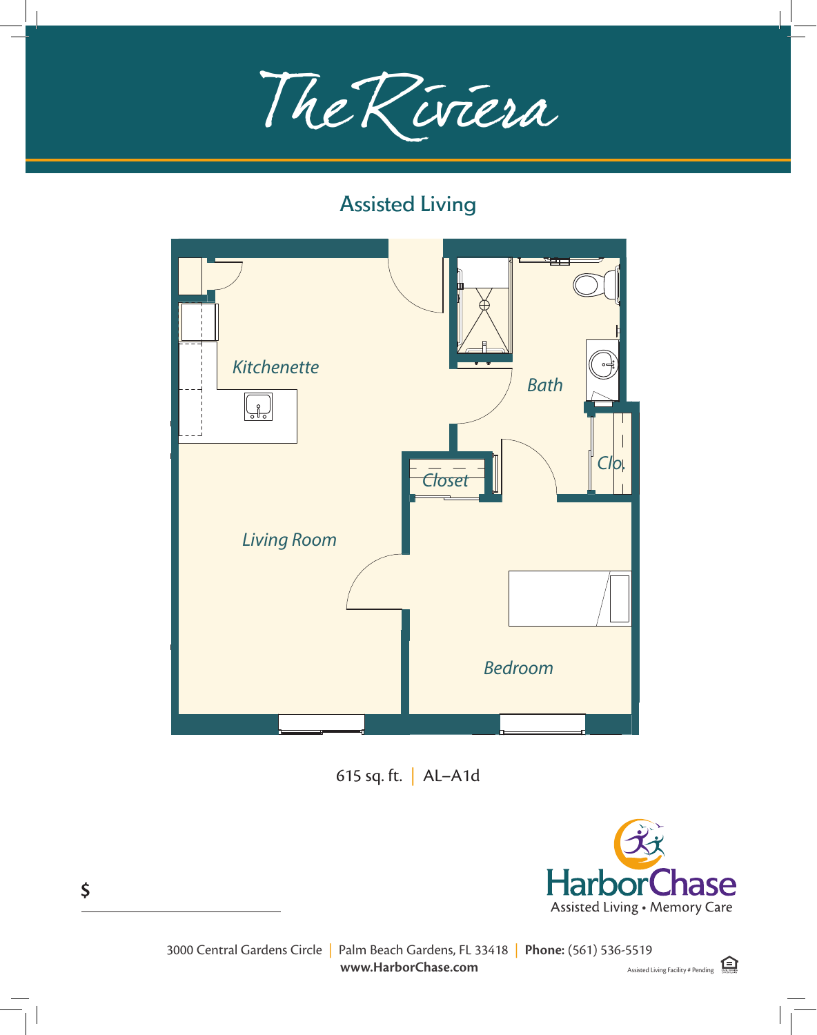# The Riviera

## Assisted Living

Kitchenette

Bath

Closet

Clo

Living Room

Bedroom

615 sq. ft. | AL–A1d

$

HarborChase
Assisted Living • Memory Care

3000 Central Gardens Circle | Palm Beach Gardens, FL 33418 | **Phone:** (561) 536-5519
**www.HarborChase.com**

Assisted Living Facility # Pending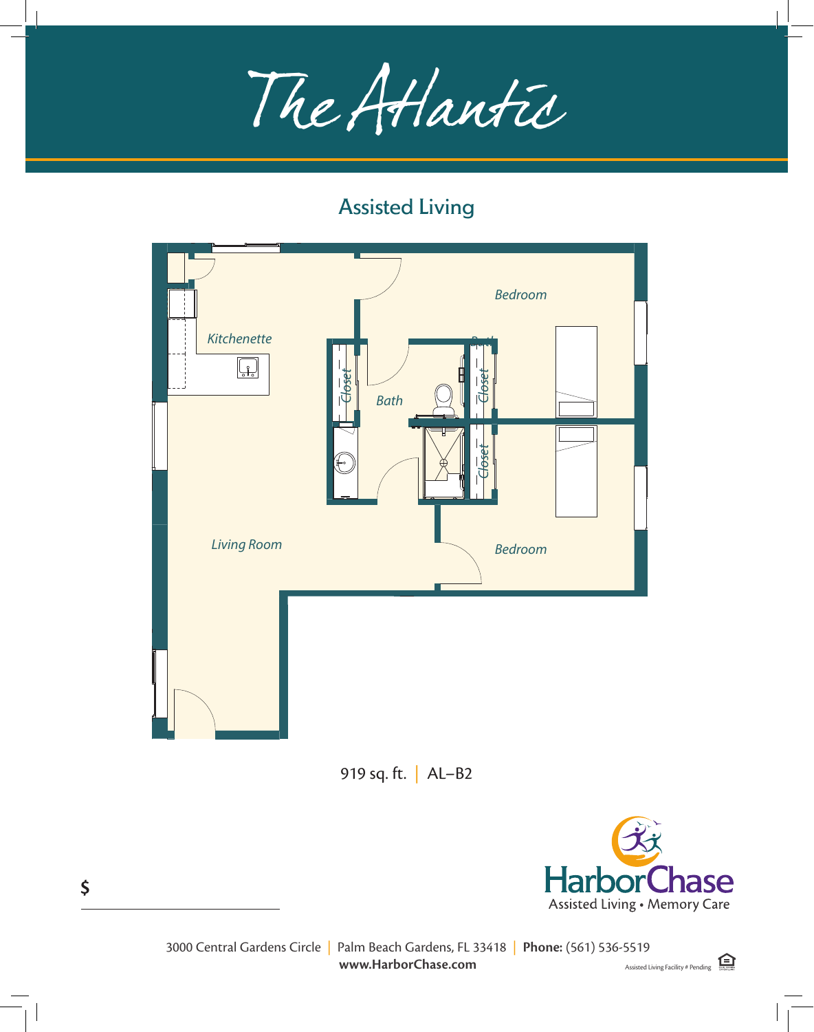# The Atlantic

## Assisted Living

Bedroom

Kitchenette

Closet

Bath

Closet

Closet

Living Room

Bedroom

919 sq. ft. | AL–B2

HarborChase
Assisted Living • Memory Care

$

3000 Central Gardens Circle | Palm Beach Gardens, FL 33418 | **Phone:** (561) 536-5519
**www.HarborChase.com**

Assisted Living Facility # Pending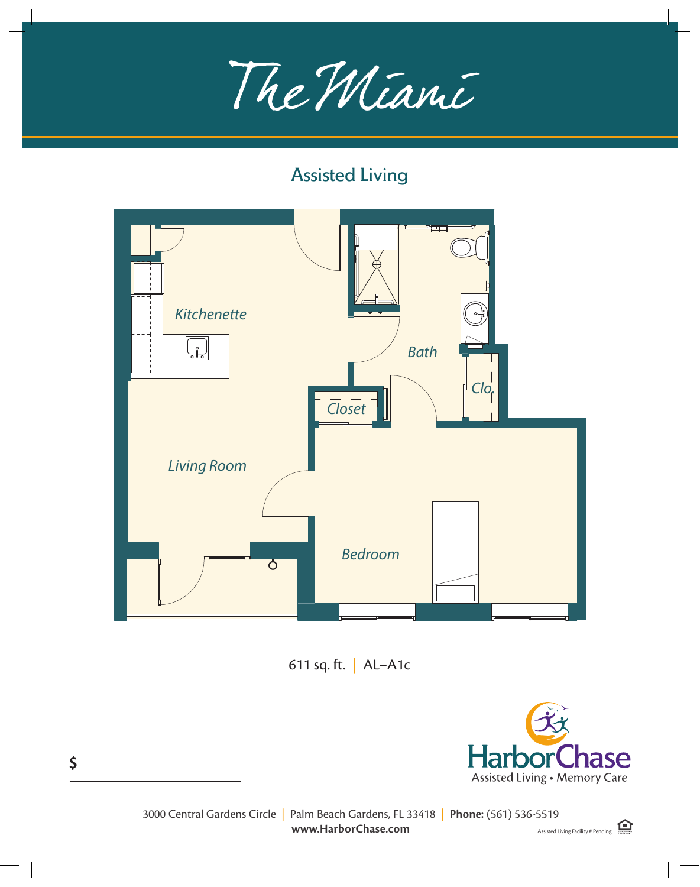# The Miami

## Assisted Living

Kitchenette

Bath

Clo.

Closet

Living Room

Bedroom

611 sq. ft. | AL–A1c

HarborChase

Assisted Living • Memory Care

$ ______________________

3000 Central Gardens Circle | Palm Beach Gardens, FL 33418 | **Phone:** (561) 536-5519

**www.HarborChase.com**

Assisted Living Facility # Pending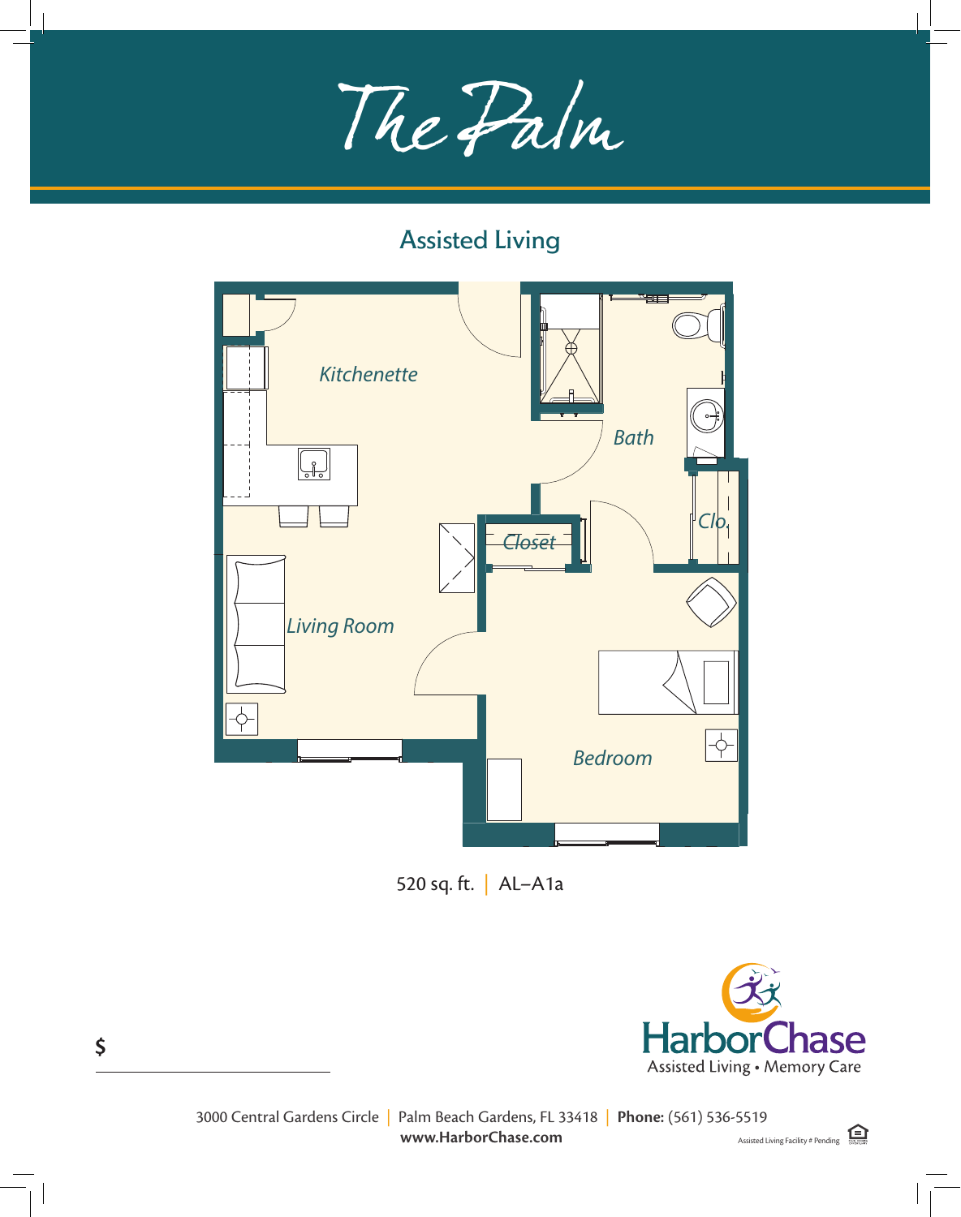# The Palm

## Assisted Living

Kitchenette

Bath

Clo.

Closet

Living Room

Bedroom

520 sq. ft. | AL–A1a

$ ______________________

HarborChase
Assisted Living • Memory Care

3000 Central Gardens Circle | Palm Beach Gardens, FL 33418 | **Phone:** (561) 536-5519
**www.HarborChase.com**

Assisted Living Facility # Pending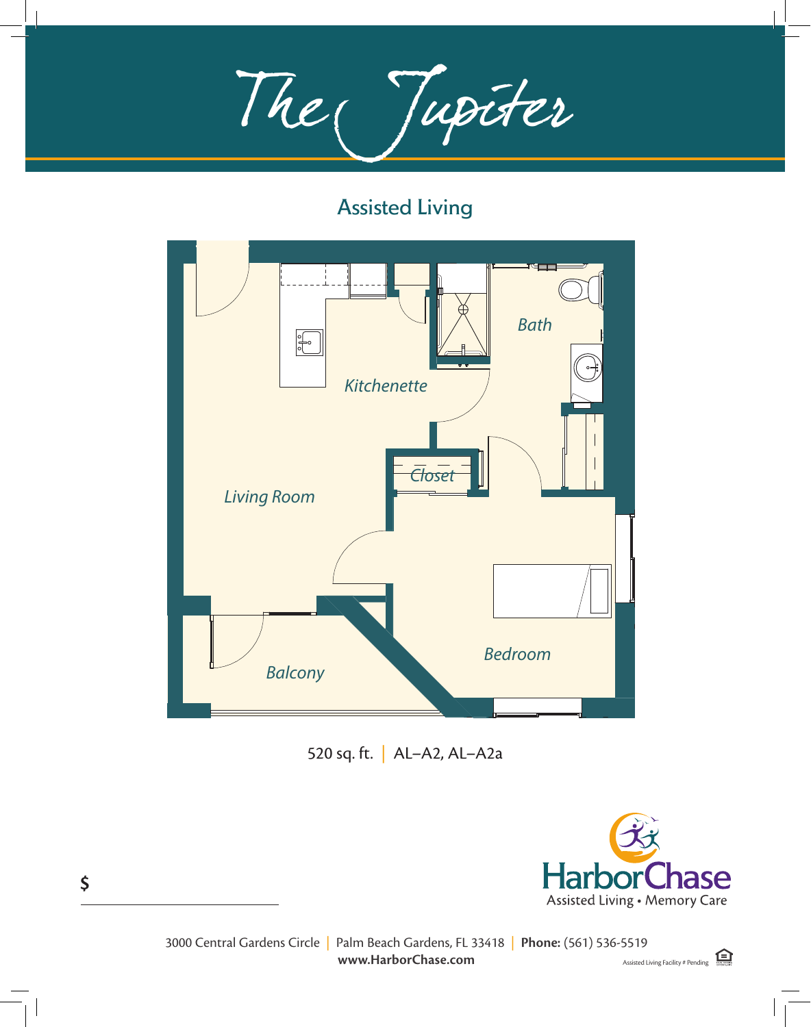# The Jupiter

## Assisted Living

Bath

Kitchenette

Closet

Living Room

Bedroom

Balcony

520 sq. ft. | AL–A2, AL–A2a

$

HarborChase

Assisted Living • Memory Care

3000 Central Gardens Circle | Palm Beach Gardens, FL 33418 | **Phone:** (561) 536-5519

**www.HarborChase.com**

Assisted Living Facility # Pending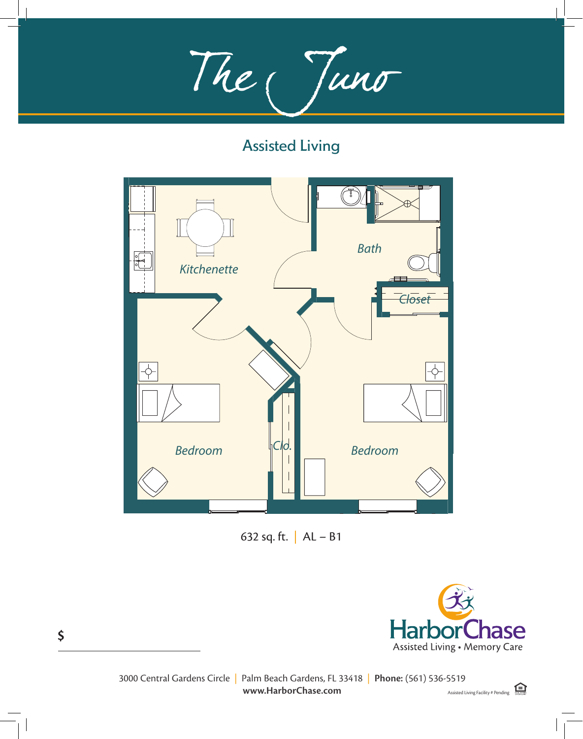# The Juno

## Assisted Living

Kitchenette

Bath

Closet

Bedroom

Clo.

Bedroom

632 sq. ft. | AL – B1

$

HarborChase
Assisted Living • Memory Care

3000 Central Gardens Circle | Palm Beach Gardens, FL 33418 | **Phone:** (561) 536-5519
**www.HarborChase.com**

Assisted Living Facility # Pending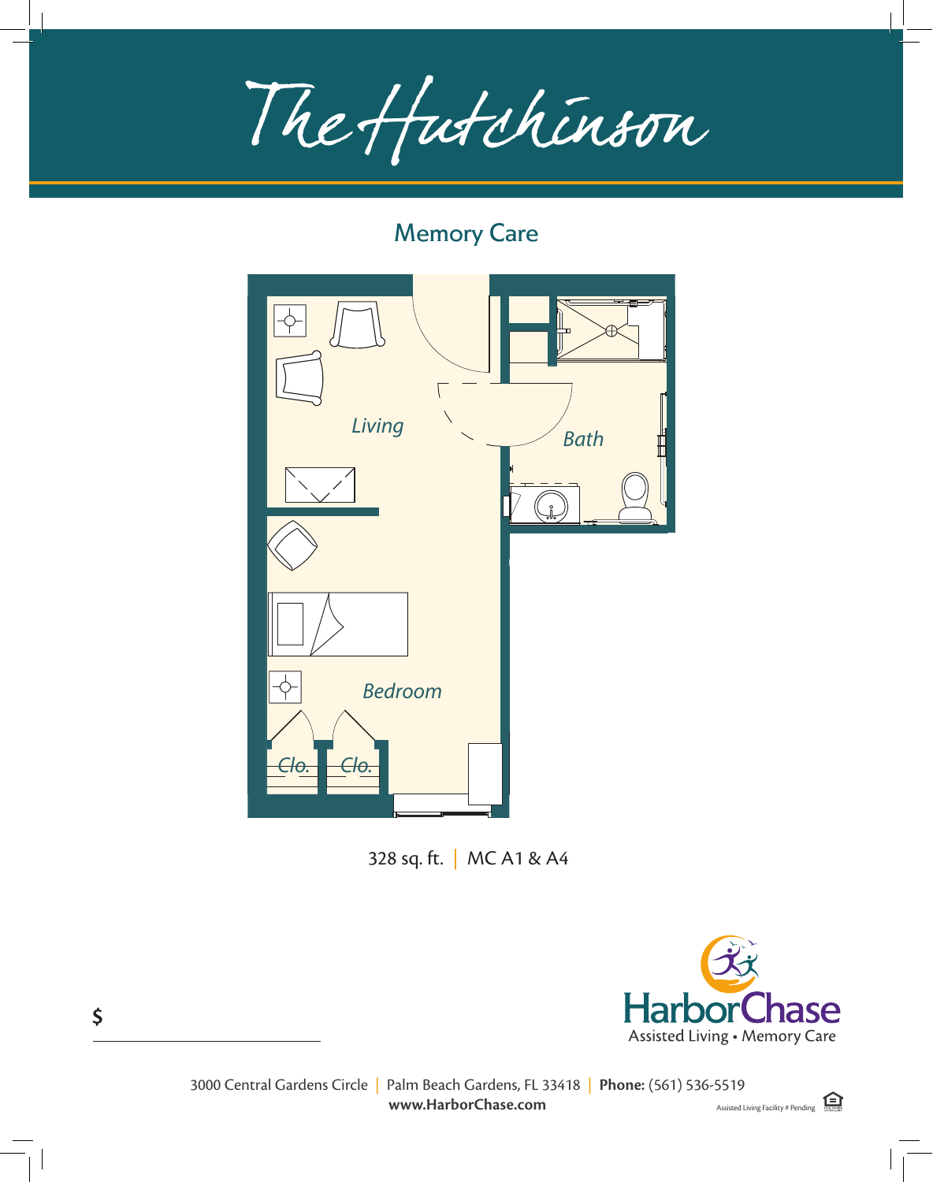# The Hutchinson

## Memory Care

Living

Bath

Bedroom

Clo. Clo.

328 sq. ft. | MC A1 & A4

$

HarborChase
Assisted Living • Memory Care

3000 Central Gardens Circle | Palm Beach Gardens, FL 33418 | **Phone:** (561) 536-5519
**www.HarborChase.com**

Assisted Living Facility # Pending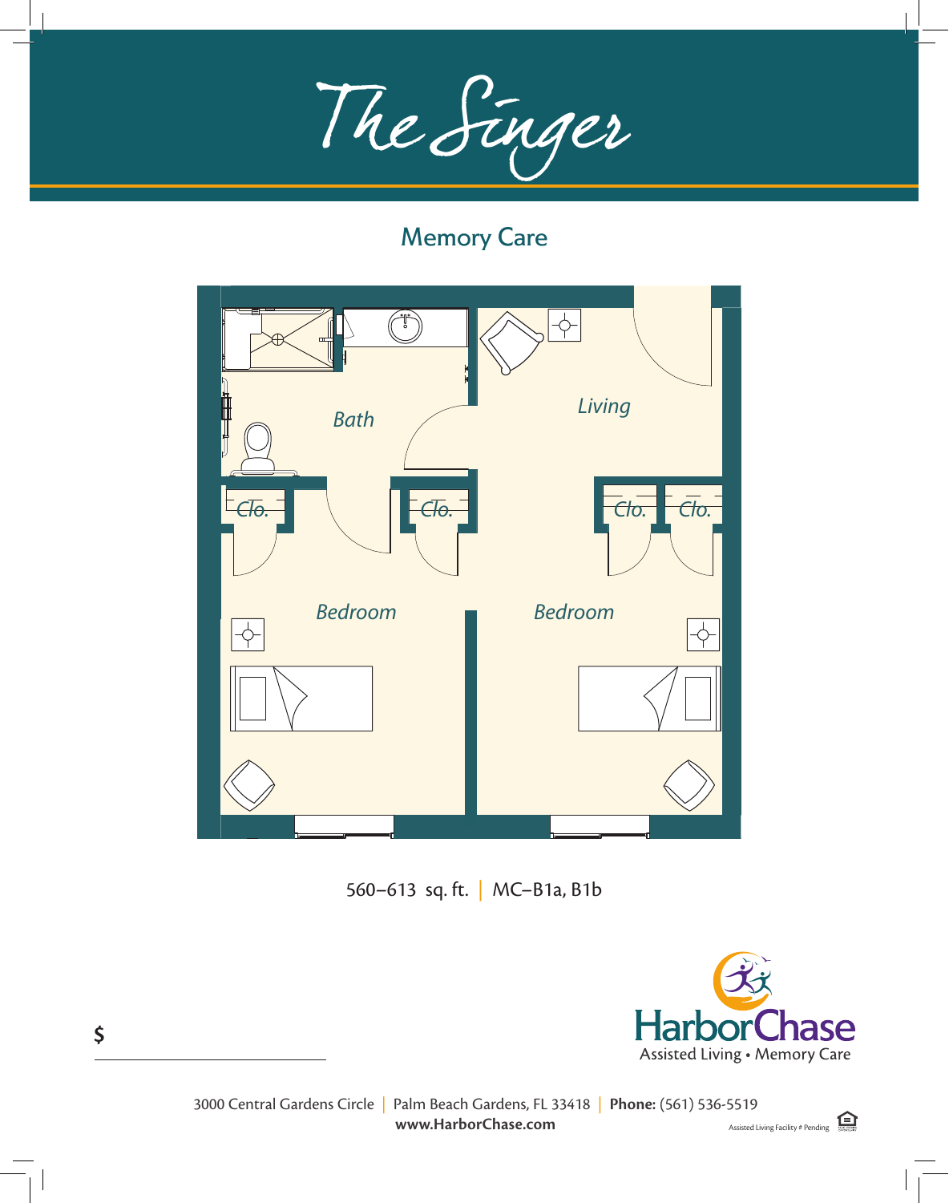# The Singer

## Memory Care

Bath

Living

Clo.

Clo.

Clo.

Clo.

Bedroom

Bedroom

560–613 sq. ft. | MC–B1a, B1b

$

HarborChase
Assisted Living • Memory Care

3000 Central Gardens Circle | Palm Beach Gardens, FL 33418 | **Phone:** (561) 536-5519
**www.HarborChase.com**

Assisted Living Facility # Pending